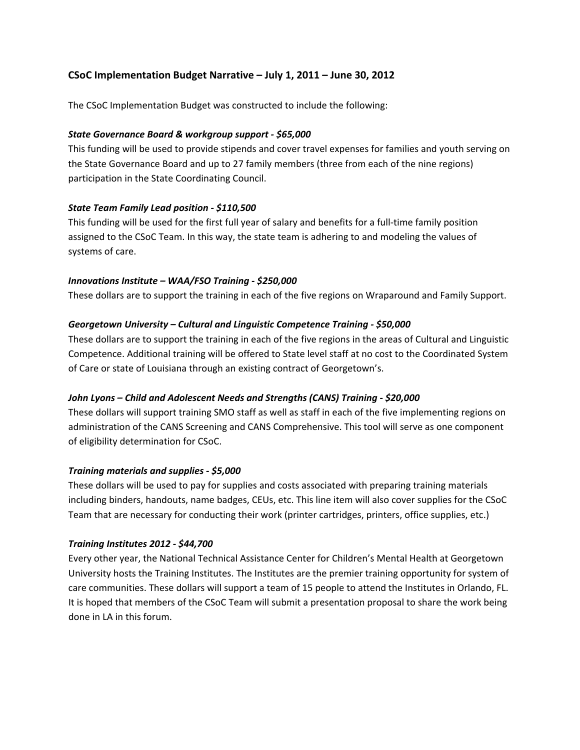## CSoC Implementation Budget Narrative – July 1, 2011 – June 30, 2012

The CSoC Implementation Budget was constructed to include the following:

***State Governance Board & workgroup support - $65,000***

This funding will be used to provide stipends and cover travel expenses for families and youth serving on the State Governance Board and up to 27 family members (three from each of the nine regions) participation in the State Coordinating Council.

***State Team Family Lead position - $110,500***

This funding will be used for the first full year of salary and benefits for a full-time family position assigned to the CSoC Team. In this way, the state team is adhering to and modeling the values of systems of care.

***Innovations Institute – WAA/FSO Training - $250,000***

These dollars are to support the training in each of the five regions on Wraparound and Family Support.

***Georgetown University – Cultural and Linguistic Competence Training - $50,000***

These dollars are to support the training in each of the five regions in the areas of Cultural and Linguistic Competence. Additional training will be offered to State level staff at no cost to the Coordinated System of Care or state of Louisiana through an existing contract of Georgetown's.

***John Lyons – Child and Adolescent Needs and Strengths (CANS) Training - $20,000***

These dollars will support training SMO staff as well as staff in each of the five implementing regions on administration of the CANS Screening and CANS Comprehensive. This tool will serve as one component of eligibility determination for CSoC.

***Training materials and supplies - $5,000***

These dollars will be used to pay for supplies and costs associated with preparing training materials including binders, handouts, name badges, CEUs, etc. This line item will also cover supplies for the CSoC Team that are necessary for conducting their work (printer cartridges, printers, office supplies, etc.)

***Training Institutes 2012 - $44,700***

Every other year, the National Technical Assistance Center for Children's Mental Health at Georgetown University hosts the Training Institutes. The Institutes are the premier training opportunity for system of care communities. These dollars will support a team of 15 people to attend the Institutes in Orlando, FL. It is hoped that members of the CSoC Team will submit a presentation proposal to share the work being done in LA in this forum.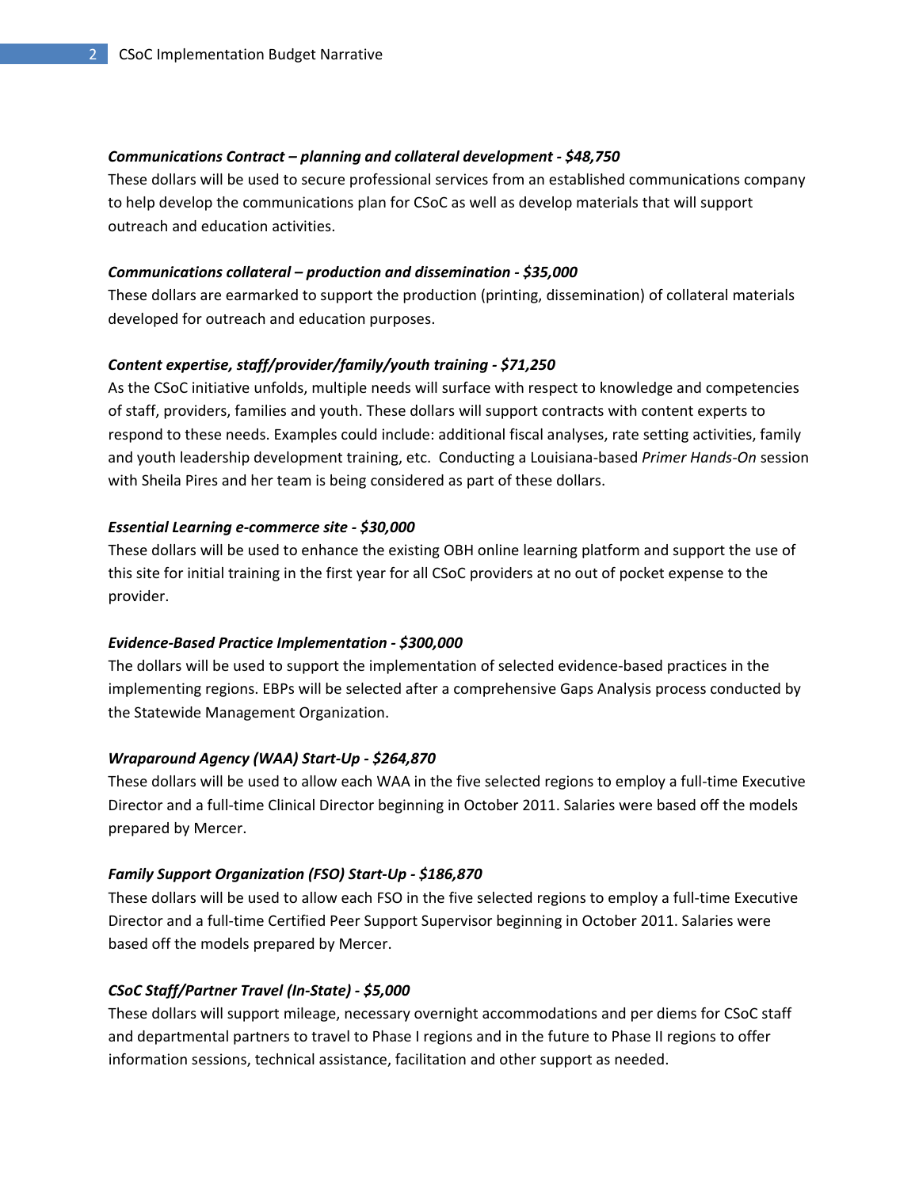***Communications Contract – planning and collateral development - $48,750***
These dollars will be used to secure professional services from an established communications company to help develop the communications plan for CSoC as well as develop materials that will support outreach and education activities.

***Communications collateral – production and dissemination - $35,000***
These dollars are earmarked to support the production (printing, dissemination) of collateral materials developed for outreach and education purposes.

***Content expertise, staff/provider/family/youth training - $71,250***
As the CSoC initiative unfolds, multiple needs will surface with respect to knowledge and competencies of staff, providers, families and youth. These dollars will support contracts with content experts to respond to these needs. Examples could include: additional fiscal analyses, rate setting activities, family and youth leadership development training, etc. Conducting a Louisiana-based *Primer Hands-On* session with Sheila Pires and her team is being considered as part of these dollars.

***Essential Learning e-commerce site - $30,000***
These dollars will be used to enhance the existing OBH online learning platform and support the use of this site for initial training in the first year for all CSoC providers at no out of pocket expense to the provider.

***Evidence-Based Practice Implementation - $300,000***
The dollars will be used to support the implementation of selected evidence-based practices in the implementing regions. EBPs will be selected after a comprehensive Gaps Analysis process conducted by the Statewide Management Organization.

***Wraparound Agency (WAA) Start-Up - $264,870***
These dollars will be used to allow each WAA in the five selected regions to employ a full-time Executive Director and a full-time Clinical Director beginning in October 2011. Salaries were based off the models prepared by Mercer.

***Family Support Organization (FSO) Start-Up - $186,870***
These dollars will be used to allow each FSO in the five selected regions to employ a full-time Executive Director and a full-time Certified Peer Support Supervisor beginning in October 2011. Salaries were based off the models prepared by Mercer.

***CSoC Staff/Partner Travel (In-State) - $5,000***
These dollars will support mileage, necessary overnight accommodations and per diems for CSoC staff and departmental partners to travel to Phase I regions and in the future to Phase II regions to offer information sessions, technical assistance, facilitation and other support as needed.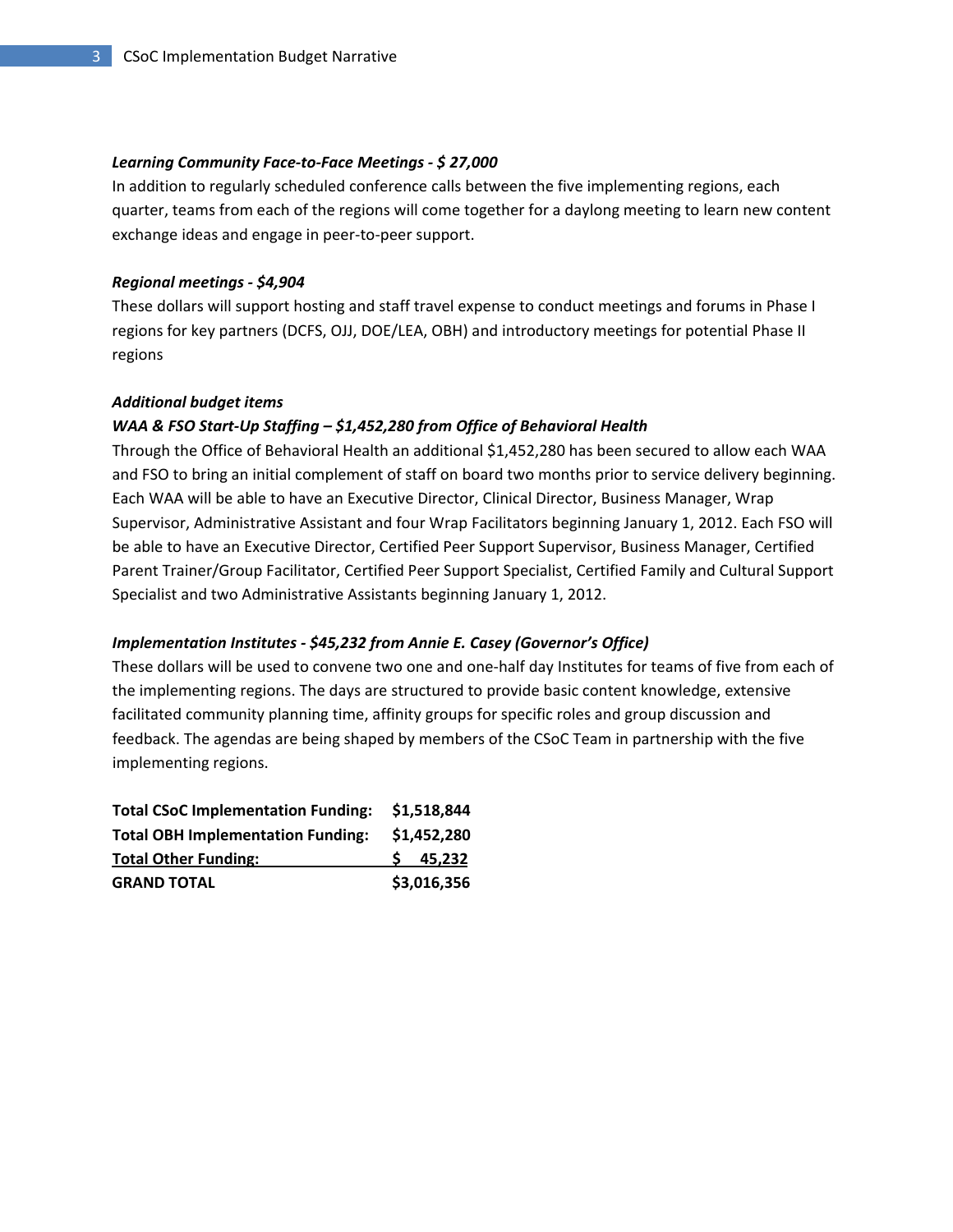***Learning Community Face-to-Face Meetings - $ 27,000***

In addition to regularly scheduled conference calls between the five implementing regions, each quarter, teams from each of the regions will come together for a daylong meeting to learn new content exchange ideas and engage in peer-to-peer support.

***Regional meetings - $4,904***

These dollars will support hosting and staff travel expense to conduct meetings and forums in Phase I regions for key partners (DCFS, OJJ, DOE/LEA, OBH) and introductory meetings for potential Phase II regions

***Additional budget items***

***WAA & FSO Start-Up Staffing – $1,452,280 from Office of Behavioral Health***

Through the Office of Behavioral Health an additional $1,452,280 has been secured to allow each WAA and FSO to bring an initial complement of staff on board two months prior to service delivery beginning. Each WAA will be able to have an Executive Director, Clinical Director, Business Manager, Wrap Supervisor, Administrative Assistant and four Wrap Facilitators beginning January 1, 2012. Each FSO will be able to have an Executive Director, Certified Peer Support Supervisor, Business Manager, Certified Parent Trainer/Group Facilitator, Certified Peer Support Specialist, Certified Family and Cultural Support Specialist and two Administrative Assistants beginning January 1, 2012.

***Implementation Institutes - $45,232 from Annie E. Casey (Governor's Office)***

These dollars will be used to convene two one and one-half day Institutes for teams of five from each of the implementing regions. The days are structured to provide basic content knowledge, extensive facilitated community planning time, affinity groups for specific roles and group discussion and feedback. The agendas are being shaped by members of the CSoC Team in partnership with the five implementing regions.

| | |
|---|---|
| **Total CSoC Implementation Funding:** | **$1,518,844** |
| **Total OBH Implementation Funding:** | **$1,452,280** |
| **Total Other Funding:** | **$ 45,232** |
| **GRAND TOTAL** | **$3,016,356** |